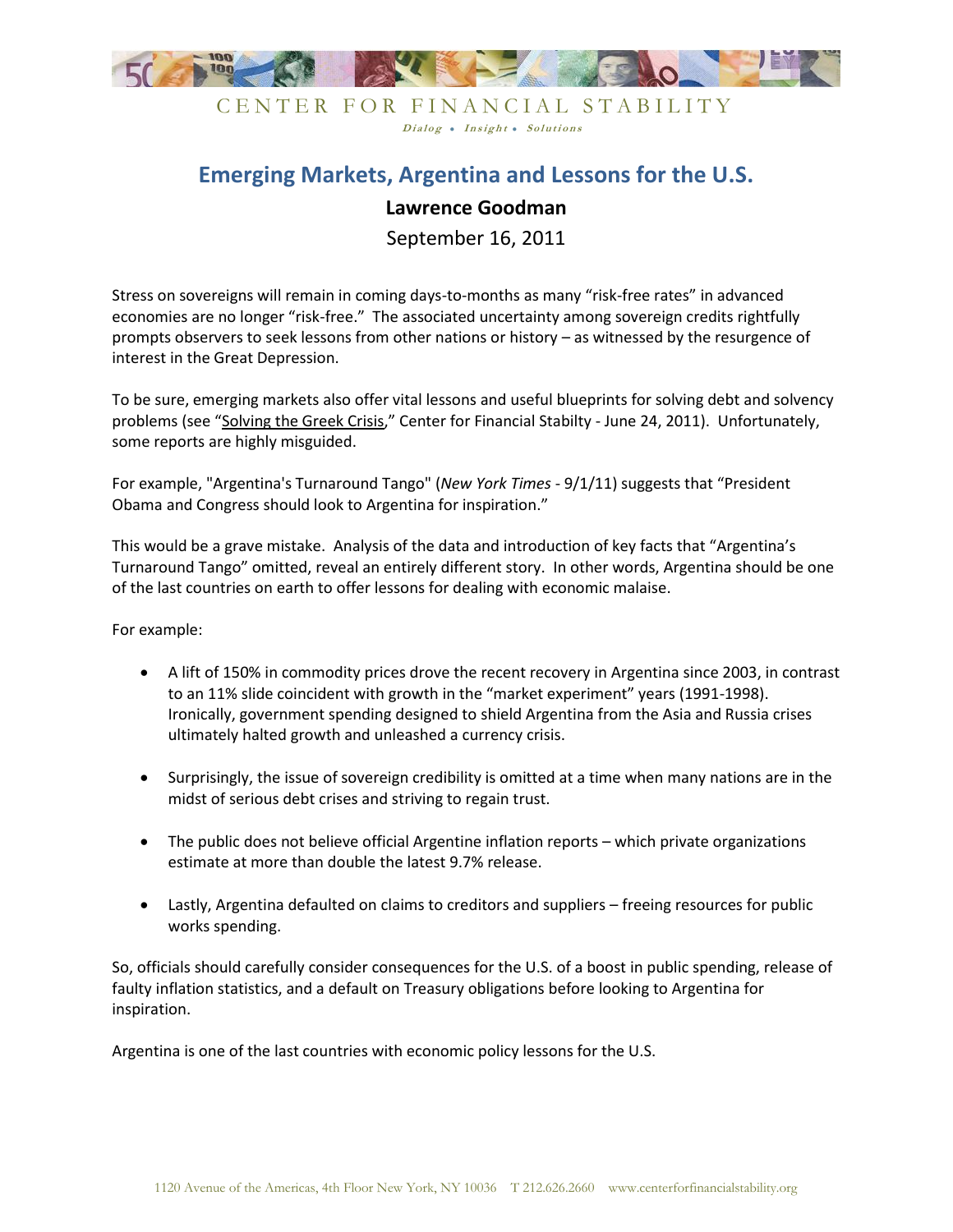CENTER FOR FINANCIAL STABILITY

*Dialog • Insight • Solutions*

# Emerging Markets, Argentina and Lessons for the U.S.

**Lawrence Goodman**

September 16, 2011

Stress on sovereigns will remain in coming days-to-months as many "risk-free rates" in advanced economies are no longer "risk-free." The associated uncertainty among sovereign credits rightfully prompts observers to seek lessons from other nations or history – as witnessed by the resurgence of interest in the Great Depression.

To be sure, emerging markets also offer vital lessons and useful blueprints for solving debt and solvency problems (see "Solving the Greek Crisis," Center for Financial Stabilty - June 24, 2011). Unfortunately, some reports are highly misguided.

For example, "Argentina's Turnaround Tango" (*New York Times* - 9/1/11) suggests that "President Obama and Congress should look to Argentina for inspiration."

This would be a grave mistake. Analysis of the data and introduction of key facts that "Argentina's Turnaround Tango" omitted, reveal an entirely different story. In other words, Argentina should be one of the last countries on earth to offer lessons for dealing with economic malaise.

For example:

- A lift of 150% in commodity prices drove the recent recovery in Argentina since 2003, in contrast to an 11% slide coincident with growth in the "market experiment" years (1991-1998). Ironically, government spending designed to shield Argentina from the Asia and Russia crises ultimately halted growth and unleashed a currency crisis.

- Surprisingly, the issue of sovereign credibility is omitted at a time when many nations are in the midst of serious debt crises and striving to regain trust.

- The public does not believe official Argentine inflation reports – which private organizations estimate at more than double the latest 9.7% release.

- Lastly, Argentina defaulted on claims to creditors and suppliers – freeing resources for public works spending.

So, officials should carefully consider consequences for the U.S. of a boost in public spending, release of faulty inflation statistics, and a default on Treasury obligations before looking to Argentina for inspiration.

Argentina is one of the last countries with economic policy lessons for the U.S.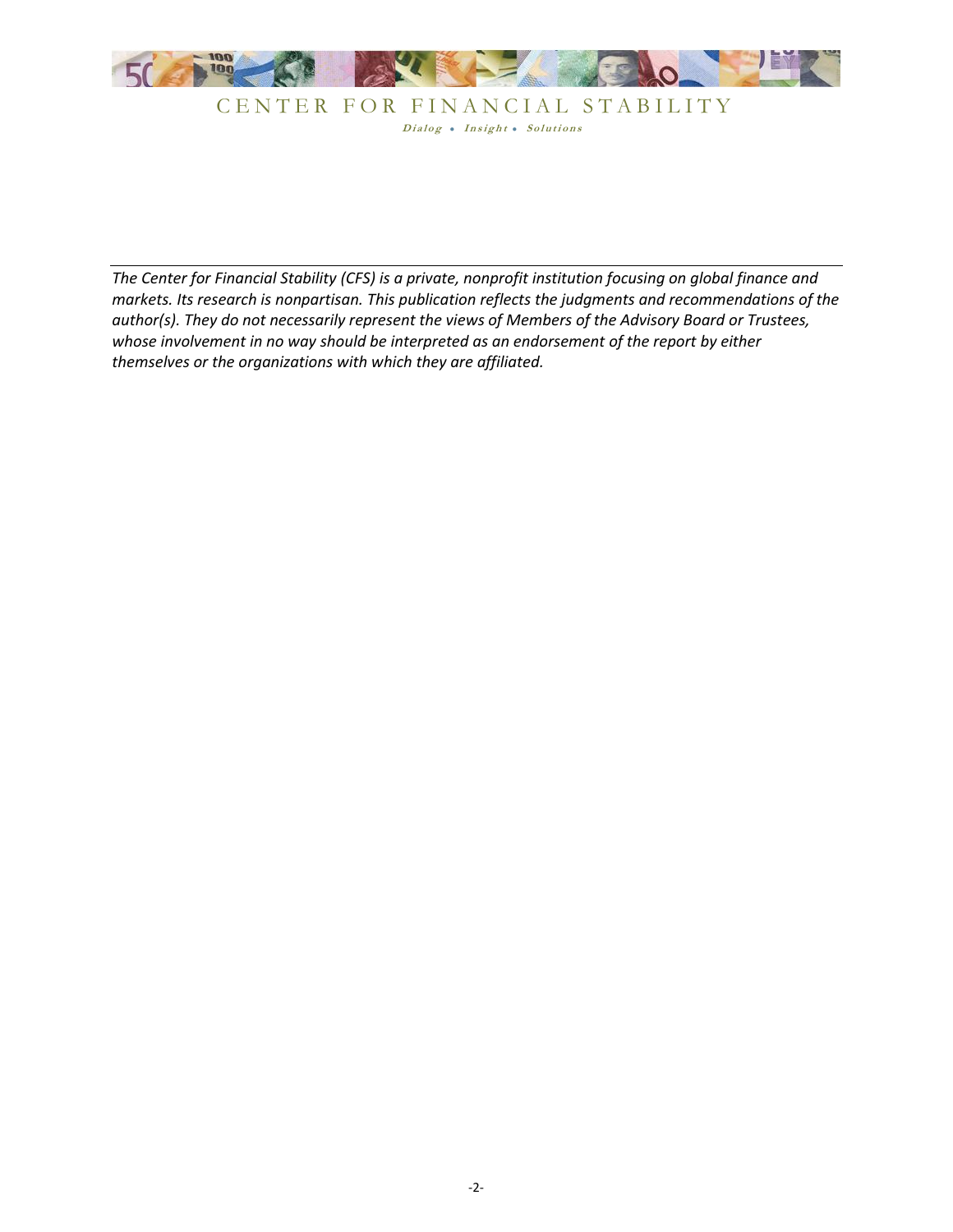CENTER FOR FINANCIAL STABILITY

*Dialog • Insight • Solutions*

---

*The Center for Financial Stability (CFS) is a private, nonprofit institution focusing on global finance and markets. Its research is nonpartisan. This publication reflects the judgments and recommendations of the author(s). They do not necessarily represent the views of Members of the Advisory Board or Trustees, whose involvement in no way should be interpreted as an endorsement of the report by either themselves or the organizations with which they are affiliated.*